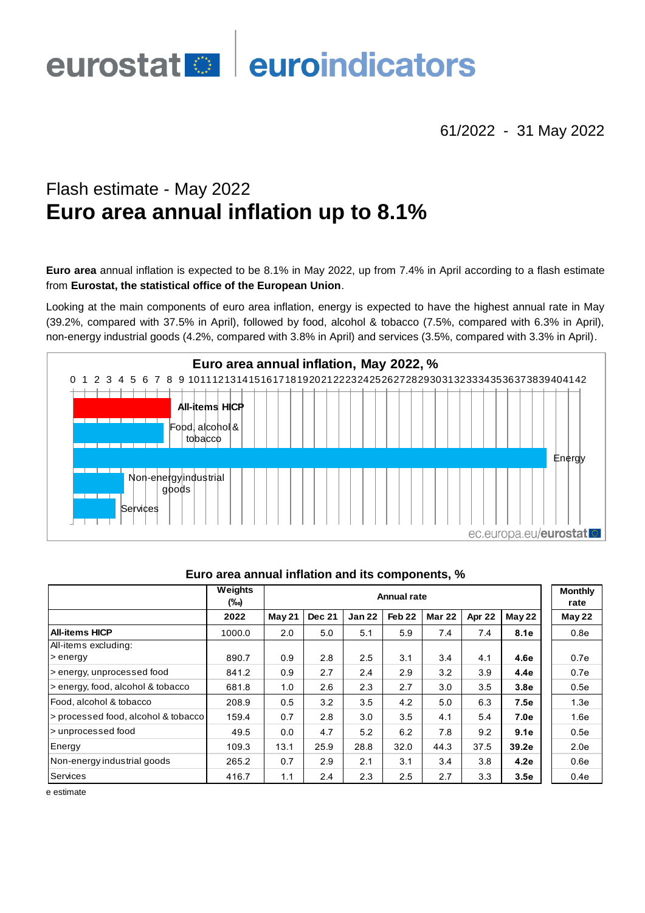eurostat euroindicators

61/2022 - 31 May 2022

## Flash estimate - May 2022

# Euro area annual inflation up to 8.1%

**Euro area** annual inflation is expected to be 8.1% in May 2022, up from 7.4% in April according to a flash estimate from **Eurostat, the statistical office of the European Union**.

Looking at the main components of euro area inflation, energy is expected to have the highest annual rate in May (39.2%, compared with 37.5% in April), followed by food, alcohol & tobacco (7.5%, compared with 6.3% in April), non-energy industrial goods (4.2%, compared with 3.8% in April) and services (3.5%, compared with 3.3% in April).

**Euro area annual inflation, May 2022, %**

| | % |
|---|---|
| All-items HICP | 8.1 |
| Food, alcohol & tobacco | 7.5 |
| Energy | 39.2 |
| Non-energy industrial goods | 4.2 |
| Services | 3.5 |

ec.europa.eu/eurostat

**Euro area annual inflation and its components, %**

| | Weights (‰) | Annual rate | | | | | | | Monthly rate |
|---|---|---|---|---|---|---|---|---|---|
| | 2022 | May 21 | Dec 21 | Jan 22 | Feb 22 | Mar 22 | Apr 22 | May 22 | May 22 |
| **All-items HICP** | 1000.0 | 2.0 | 5.0 | 5.1 | 5.9 | 7.4 | 7.4 | **8.1e** | 0.8e |
| All-items excluding: > energy | 890.7 | 0.9 | 2.8 | 2.5 | 3.1 | 3.4 | 4.1 | **4.6e** | 0.7e |
| > energy, unprocessed food | 841.2 | 0.9 | 2.7 | 2.4 | 2.9 | 3.2 | 3.9 | **4.4e** | 0.7e |
| > energy, food, alcohol & tobacco | 681.8 | 1.0 | 2.6 | 2.3 | 2.7 | 3.0 | 3.5 | **3.8e** | 0.5e |
| Food, alcohol & tobacco | 208.9 | 0.5 | 3.2 | 3.5 | 4.2 | 5.0 | 6.3 | **7.5e** | 1.3e |
| > processed food, alcohol & tobacco | 159.4 | 0.7 | 2.8 | 3.0 | 3.5 | 4.1 | 5.4 | **7.0e** | 1.6e |
| > unprocessed food | 49.5 | 0.0 | 4.7 | 5.2 | 6.2 | 7.8 | 9.2 | **9.1e** | 0.5e |
| Energy | 109.3 | 13.1 | 25.9 | 28.8 | 32.0 | 44.3 | 37.5 | **39.2e** | 2.0e |
| Non-energy industrial goods | 265.2 | 0.7 | 2.9 | 2.1 | 3.1 | 3.4 | 3.8 | **4.2e** | 0.6e |
| Services | 416.7 | 1.1 | 2.4 | 2.3 | 2.5 | 2.7 | 3.3 | **3.5e** | 0.4e |

e estimate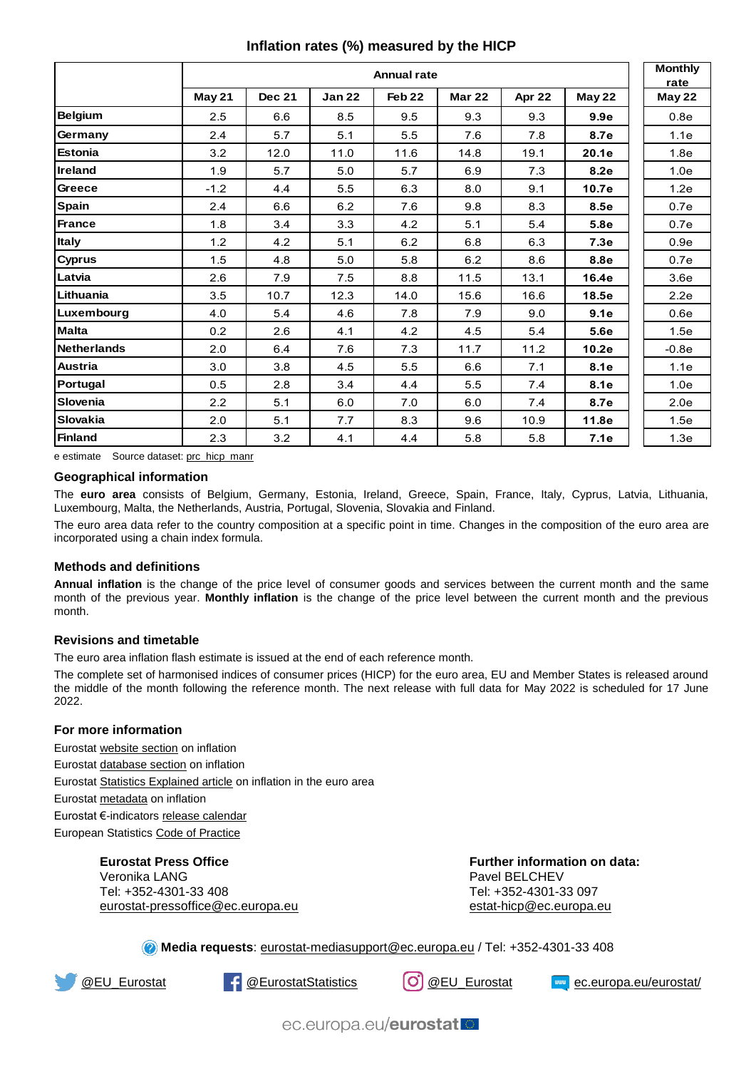## Inflation rates (%) measured by the HICP

| | Annual rate | | | | | | | Monthly rate |
|---|---|---|---|---|---|---|---|---|
| | May 21 | Dec 21 | Jan 22 | Feb 22 | Mar 22 | Apr 22 | May 22 | May 22 |
| **Belgium** | 2.5 | 6.6 | 8.5 | 9.5 | 9.3 | 9.3 | **9.9e** | 0.8e |
| **Germany** | 2.4 | 5.7 | 5.1 | 5.5 | 7.6 | 7.8 | **8.7e** | 1.1e |
| **Estonia** | 3.2 | 12.0 | 11.0 | 11.6 | 14.8 | 19.1 | **20.1e** | 1.8e |
| **Ireland** | 1.9 | 5.7 | 5.0 | 5.7 | 6.9 | 7.3 | **8.2e** | 1.0e |
| **Greece** | -1.2 | 4.4 | 5.5 | 6.3 | 8.0 | 9.1 | **10.7e** | 1.2e |
| **Spain** | 2.4 | 6.6 | 6.2 | 7.6 | 9.8 | 8.3 | **8.5e** | 0.7e |
| **France** | 1.8 | 3.4 | 3.3 | 4.2 | 5.1 | 5.4 | **5.8e** | 0.7e |
| **Italy** | 1.2 | 4.2 | 5.1 | 6.2 | 6.8 | 6.3 | **7.3e** | 0.9e |
| **Cyprus** | 1.5 | 4.8 | 5.0 | 5.8 | 6.2 | 8.6 | **8.8e** | 0.7e |
| **Latvia** | 2.6 | 7.9 | 7.5 | 8.8 | 11.5 | 13.1 | **16.4e** | 3.6e |
| **Lithuania** | 3.5 | 10.7 | 12.3 | 14.0 | 15.6 | 16.6 | **18.5e** | 2.2e |
| **Luxembourg** | 4.0 | 5.4 | 4.6 | 7.8 | 7.9 | 9.0 | **9.1e** | 0.6e |
| **Malta** | 0.2 | 2.6 | 4.1 | 4.2 | 4.5 | 5.4 | **5.6e** | 1.5e |
| **Netherlands** | 2.0 | 6.4 | 7.6 | 7.3 | 11.7 | 11.2 | **10.2e** | -0.8e |
| **Austria** | 3.0 | 3.8 | 4.5 | 5.5 | 6.6 | 7.1 | **8.1e** | 1.1e |
| **Portugal** | 0.5 | 2.8 | 3.4 | 4.4 | 5.5 | 7.4 | **8.1e** | 1.0e |
| **Slovenia** | 2.2 | 5.1 | 6.0 | 7.0 | 6.0 | 7.4 | **8.7e** | 2.0e |
| **Slovakia** | 2.0 | 5.1 | 7.7 | 8.3 | 9.6 | 10.9 | **11.8e** | 1.5e |
| **Finland** | 2.3 | 3.2 | 4.1 | 4.4 | 5.8 | 5.8 | **7.1e** | 1.3e |

e estimate Source dataset: prc_hicp_manr

### Geographical information

The **euro area** consists of Belgium, Germany, Estonia, Ireland, Greece, Spain, France, Italy, Cyprus, Latvia, Lithuania, Luxembourg, Malta, the Netherlands, Austria, Portugal, Slovenia, Slovakia and Finland.

The euro area data refer to the country composition at a specific point in time. Changes in the composition of the euro area are incorporated using a chain index formula.

### Methods and definitions

**Annual inflation** is the change of the price level of consumer goods and services between the current month and the same month of the previous year. **Monthly inflation** is the change of the price level between the current month and the previous month.

### Revisions and timetable

The euro area inflation flash estimate is issued at the end of each reference month.

The complete set of harmonised indices of consumer prices (HICP) for the euro area, EU and Member States is released around the middle of the month following the reference month. The next release with full data for May 2022 is scheduled for 17 June 2022.

### For more information

Eurostat website section on inflation
Eurostat database section on inflation
Eurostat Statistics Explained article on inflation in the euro area
Eurostat metadata on inflation
Eurostat €-indicators release calendar
European Statistics Code of Practice

**Eurostat Press Office**
Veronika LANG
Tel: +352-4301-33 408
eurostat-pressoffice@ec.europa.eu

**Further information on data:**
Pavel BELCHEV
Tel: +352-4301-33 097
estat-hicp@ec.europa.eu

**Media requests**: eurostat-mediasupport@ec.europa.eu / Tel: +352-4301-33 408

@EU_Eurostat   @EurostatStatistics   @EU_Eurostat   ec.europa.eu/eurostat/